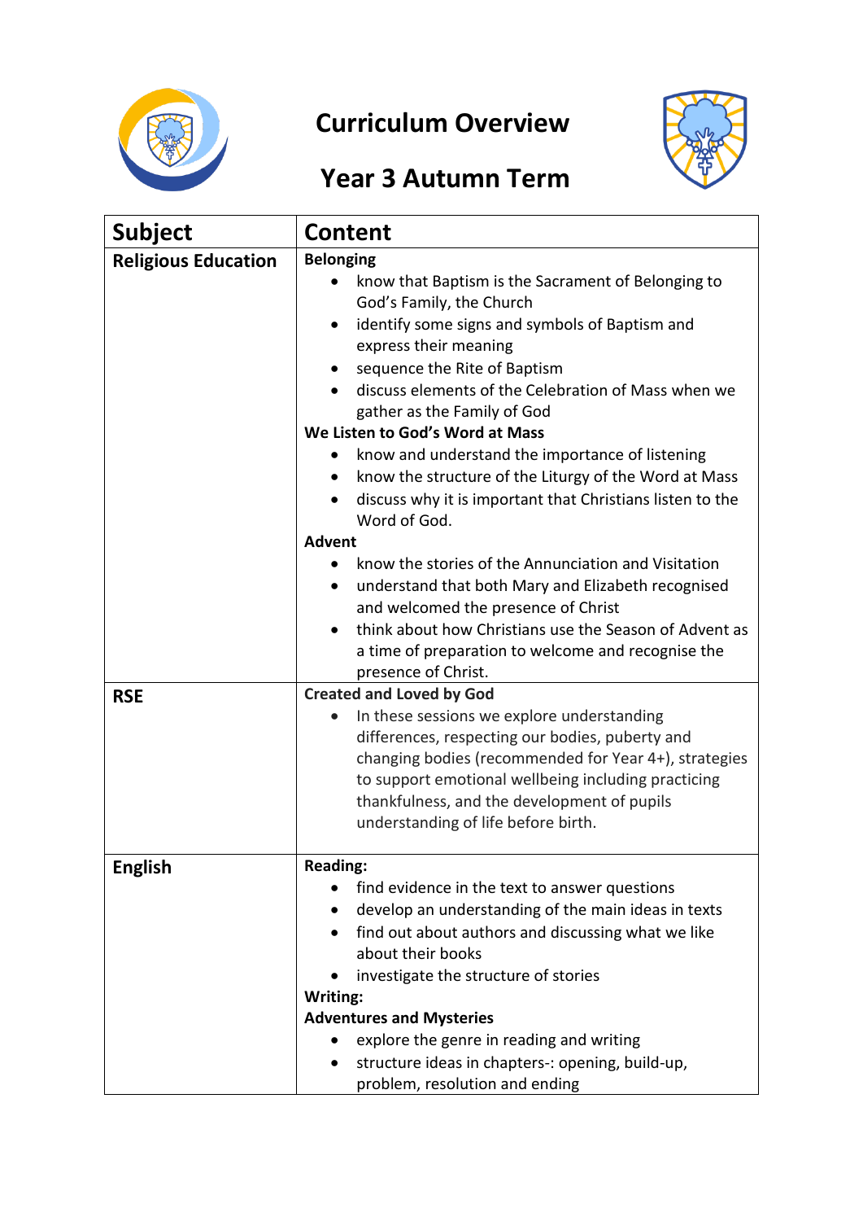# Curriculum Overview

## Year 3 Autumn Term

| Subject | Content |
|---|---|
| **Religious Education** | **Belonging**<br>• know that Baptism is the Sacrament of Belonging to God's Family, the Church<br>• identify some signs and symbols of Baptism and express their meaning<br>• sequence the Rite of Baptism<br>• discuss elements of the Celebration of Mass when we gather as the Family of God<br>**We Listen to God's Word at Mass**<br>• know and understand the importance of listening<br>• know the structure of the Liturgy of the Word at Mass<br>• discuss why it is important that Christians listen to the Word of God.<br>**Advent**<br>• know the stories of the Annunciation and Visitation<br>• understand that both Mary and Elizabeth recognised and welcomed the presence of Christ<br>• think about how Christians use the Season of Advent as a time of preparation to welcome and recognise the presence of Christ. |
| **RSE** | **Created and Loved by God**<br>• In these sessions we explore understanding differences, respecting our bodies, puberty and changing bodies (recommended for Year 4+), strategies to support emotional wellbeing including practicing thankfulness, and the development of pupils understanding of life before birth. |
| **English** | **Reading:**<br>• find evidence in the text to answer questions<br>• develop an understanding of the main ideas in texts<br>• find out about authors and discussing what we like about their books<br>• investigate the structure of stories<br>**Writing:**<br>**Adventures and Mysteries**<br>• explore the genre in reading and writing<br>• structure ideas in chapters-: opening, build-up, problem, resolution and ending |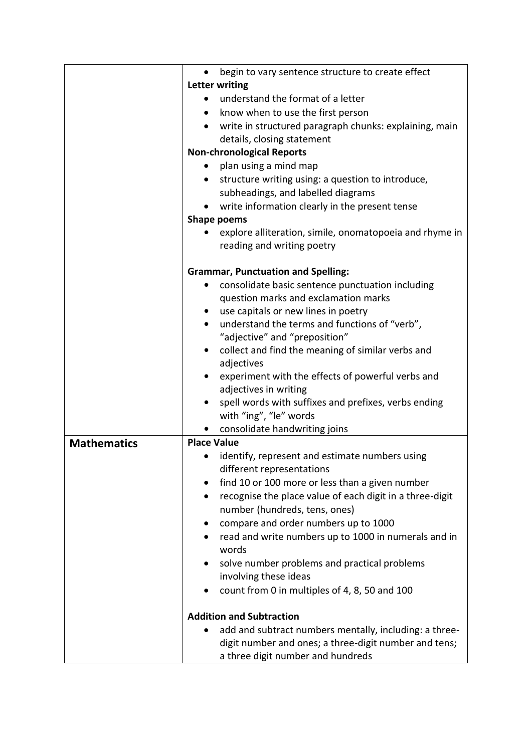| | |
|---|---|
| | • begin to vary sentence structure to create effect<br>**Letter writing**<br>• understand the format of a letter<br>• know when to use the first person<br>• write in structured paragraph chunks: explaining, main details, closing statement<br>**Non-chronological Reports**<br>• plan using a mind map<br>• structure writing using: a question to introduce, subheadings, and labelled diagrams<br>• write information clearly in the present tense<br>**Shape poems**<br>• explore alliteration, simile, onomatopoeia and rhyme in reading and writing poetry<br><br>**Grammar, Punctuation and Spelling:**<br>• consolidate basic sentence punctuation including question marks and exclamation marks<br>• use capitals or new lines in poetry<br>• understand the terms and functions of "verb", "adjective" and "preposition"<br>• collect and find the meaning of similar verbs and adjectives<br>• experiment with the effects of powerful verbs and adjectives in writing<br>• spell words with suffixes and prefixes, verbs ending with "ing", "le" words<br>• consolidate handwriting joins |
| **Mathematics** | **Place Value**<br>• identify, represent and estimate numbers using different representations<br>• find 10 or 100 more or less than a given number<br>• recognise the place value of each digit in a three-digit number (hundreds, tens, ones)<br>• compare and order numbers up to 1000<br>• read and write numbers up to 1000 in numerals and in words<br>• solve number problems and practical problems involving these ideas<br>• count from 0 in multiples of 4, 8, 50 and 100<br><br>**Addition and Subtraction**<br>• add and subtract numbers mentally, including: a three-digit number and ones; a three-digit number and tens; a three digit number and hundreds |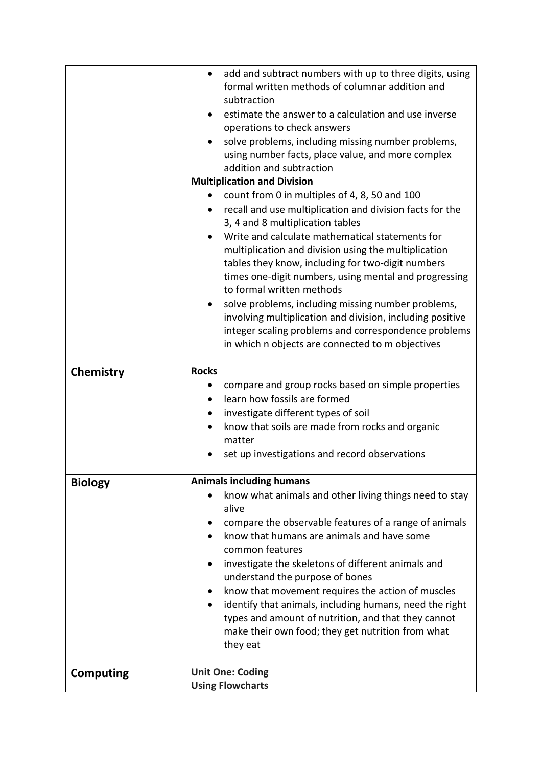| | |
|---|---|
| | • add and subtract numbers with up to three digits, using formal written methods of columnar addition and subtraction<br>• estimate the answer to a calculation and use inverse operations to check answers<br>• solve problems, including missing number problems, using number facts, place value, and more complex addition and subtraction<br>**Multiplication and Division**<br>• count from 0 in multiples of 4, 8, 50 and 100<br>• recall and use multiplication and division facts for the 3, 4 and 8 multiplication tables<br>• Write and calculate mathematical statements for multiplication and division using the multiplication tables they know, including for two-digit numbers times one-digit numbers, using mental and progressing to formal written methods<br>• solve problems, including missing number problems, involving multiplication and division, including positive integer scaling problems and correspondence problems in which n objects are connected to m objectives |
| **Chemistry** | **Rocks**<br>• compare and group rocks based on simple properties<br>• learn how fossils are formed<br>• investigate different types of soil<br>• know that soils are made from rocks and organic matter<br>• set up investigations and record observations |
| **Biology** | **Animals including humans**<br>• know what animals and other living things need to stay alive<br>• compare the observable features of a range of animals<br>• know that humans are animals and have some common features<br>• investigate the skeletons of different animals and understand the purpose of bones<br>• know that movement requires the action of muscles<br>• identify that animals, including humans, need the right types and amount of nutrition, and that they cannot make their own food; they get nutrition from what they eat |
| **Computing** | **Unit One: Coding**<br>**Using Flowcharts** |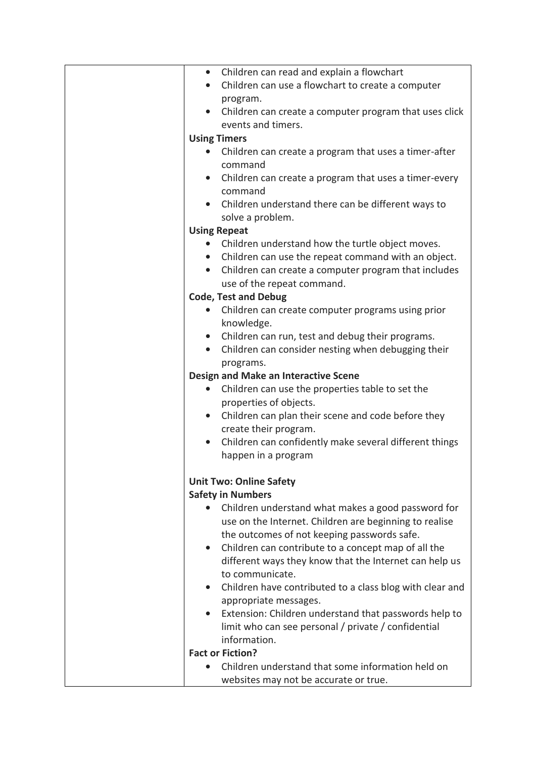| | |
|---|---|
| | • Children can read and explain a flowchart<br>• Children can use a flowchart to create a computer program.<br>• Children can create a computer program that uses click events and timers.<br>**Using Timers**<br>• Children can create a program that uses a timer-after command<br>• Children can create a program that uses a timer-every command<br>• Children understand there can be different ways to solve a problem.<br>**Using Repeat**<br>• Children understand how the turtle object moves.<br>• Children can use the repeat command with an object.<br>• Children can create a computer program that includes use of the repeat command.<br>**Code, Test and Debug**<br>• Children can create computer programs using prior knowledge.<br>• Children can run, test and debug their programs.<br>• Children can consider nesting when debugging their programs.<br>**Design and Make an Interactive Scene**<br>• Children can use the properties table to set the properties of objects.<br>• Children can plan their scene and code before they create their program.<br>• Children can confidently make several different things happen in a program<br><br>**Unit Two: Online Safety**<br>**Safety in Numbers**<br>• Children understand what makes a good password for use on the Internet. Children are beginning to realise the outcomes of not keeping passwords safe.<br>• Children can contribute to a concept map of all the different ways they know that the Internet can help us to communicate.<br>• Children have contributed to a class blog with clear and appropriate messages.<br>• Extension: Children understand that passwords help to limit who can see personal / private / confidential information.<br>**Fact or Fiction?**<br>• Children understand that some information held on websites may not be accurate or true. |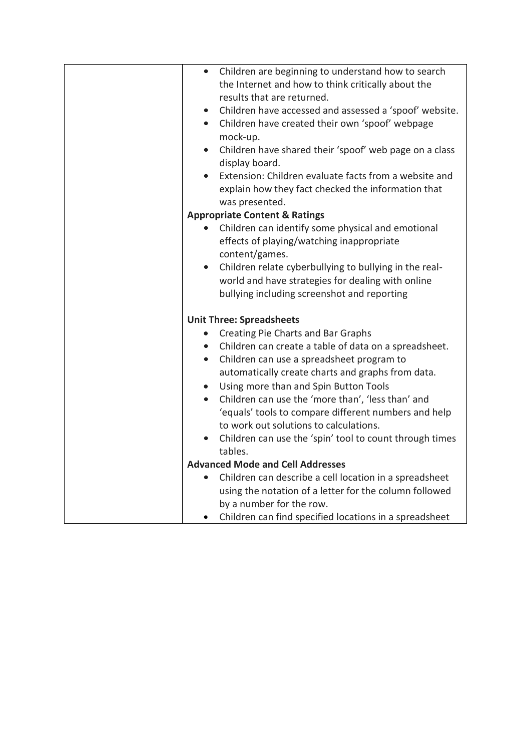| | |
|---|---|
| | • Children are beginning to understand how to search the Internet and how to think critically about the results that are returned.<br>• Children have accessed and assessed a 'spoof' website.<br>• Children have created their own 'spoof' webpage mock-up.<br>• Children have shared their 'spoof' web page on a class display board.<br>• Extension: Children evaluate facts from a website and explain how they fact checked the information that was presented.<br>**Appropriate Content & Ratings**<br>• Children can identify some physical and emotional effects of playing/watching inappropriate content/games.<br>• Children relate cyberbullying to bullying in the real-world and have strategies for dealing with online bullying including screenshot and reporting<br><br>**Unit Three: Spreadsheets**<br>• Creating Pie Charts and Bar Graphs<br>• Children can create a table of data on a spreadsheet.<br>• Children can use a spreadsheet program to automatically create charts and graphs from data.<br>• Using more than and Spin Button Tools<br>• Children can use the 'more than', 'less than' and 'equals' tools to compare different numbers and help to work out solutions to calculations.<br>• Children can use the 'spin' tool to count through times tables.<br>**Advanced Mode and Cell Addresses**<br>• Children can describe a cell location in a spreadsheet using the notation of a letter for the column followed by a number for the row.<br>• Children can find specified locations in a spreadsheet |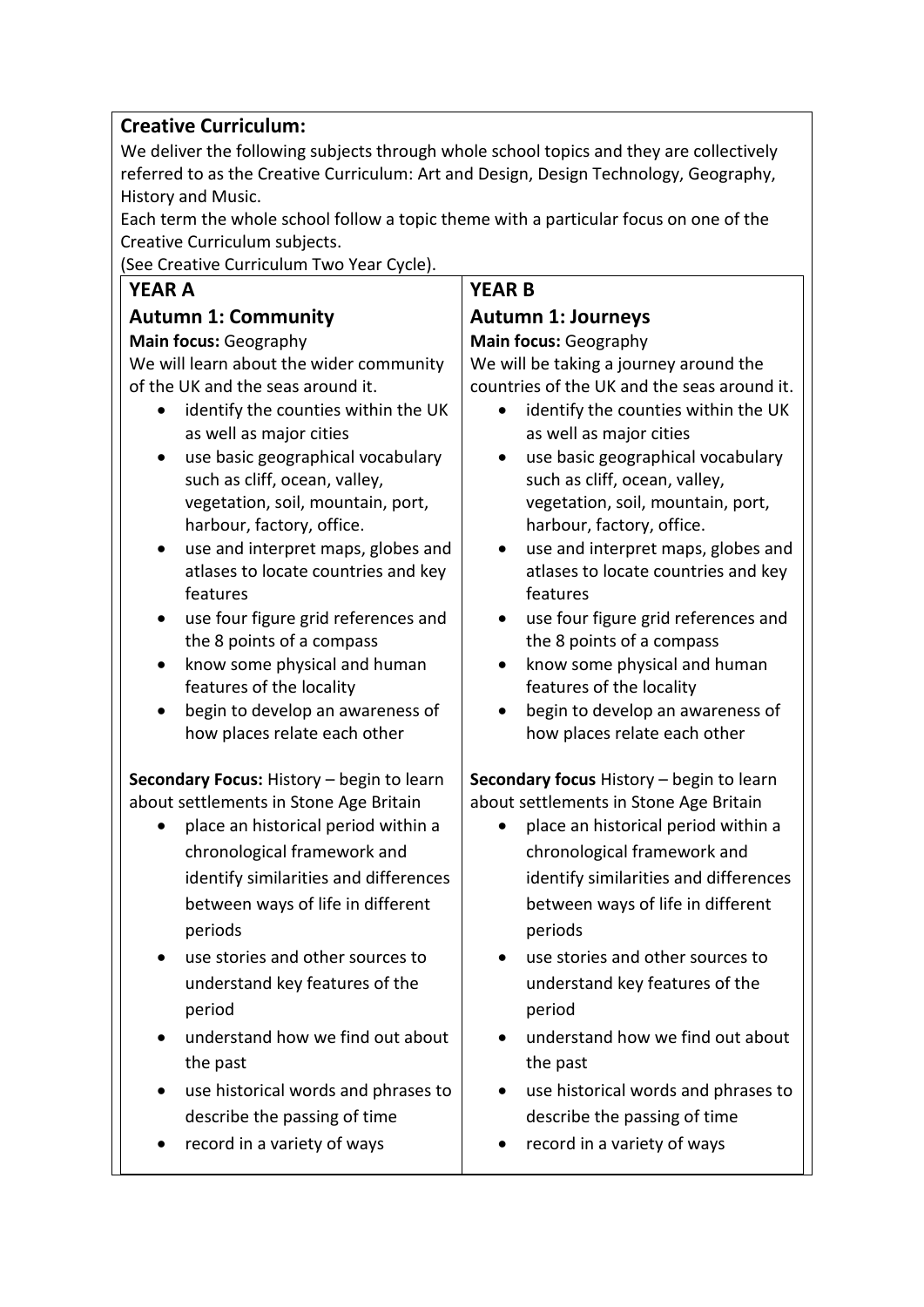**Creative Curriculum:**

We deliver the following subjects through whole school topics and they are collectively referred to as the Creative Curriculum: Art and Design, Design Technology, Geography, History and Music.

Each term the whole school follow a topic theme with a particular focus on one of the Creative Curriculum subjects.

(See Creative Curriculum Two Year Cycle).

| YEAR A | YEAR B |
|---|---|
| **Autumn 1: Community**<br>**Main focus:** Geography<br>We will learn about the wider community of the UK and the seas around it.<br>• identify the counties within the UK as well as major cities<br>• use basic geographical vocabulary such as cliff, ocean, valley, vegetation, soil, mountain, port, harbour, factory, office.<br>• use and interpret maps, globes and atlases to locate countries and key features<br>• use four figure grid references and the 8 points of a compass<br>• know some physical and human features of the locality<br>• begin to develop an awareness of how places relate each other<br><br>**Secondary Focus:** History – begin to learn about settlements in Stone Age Britain<br>• place an historical period within a chronological framework and identify similarities and differences between ways of life in different periods<br>• use stories and other sources to understand key features of the period<br>• understand how we find out about the past<br>• use historical words and phrases to describe the passing of time<br>• record in a variety of ways | **Autumn 1: Journeys**<br>**Main focus:** Geography<br>We will be taking a journey around the countries of the UK and the seas around it.<br>• identify the counties within the UK as well as major cities<br>• use basic geographical vocabulary such as cliff, ocean, valley, vegetation, soil, mountain, port, harbour, factory, office.<br>• use and interpret maps, globes and atlases to locate countries and key features<br>• use four figure grid references and the 8 points of a compass<br>• know some physical and human features of the locality<br>• begin to develop an awareness of how places relate each other<br><br>**Secondary focus** History – begin to learn about settlements in Stone Age Britain<br>• place an historical period within a chronological framework and identify similarities and differences between ways of life in different periods<br>• use stories and other sources to understand key features of the period<br>• understand how we find out about the past<br>• use historical words and phrases to describe the passing of time<br>• record in a variety of ways |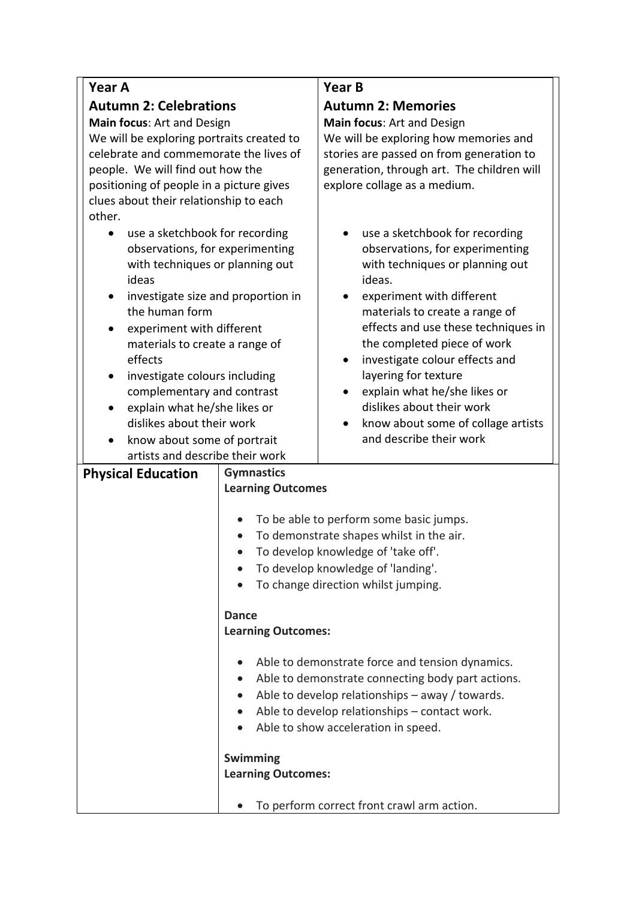| Year A | Year B |
|---|---|
| **Autumn 2: Celebrations**<br>**Main focus**: Art and Design<br>We will be exploring portraits created to celebrate and commemorate the lives of people. We will find out how the positioning of people in a picture gives clues about their relationship to each other.<br>• use a sketchbook for recording observations, for experimenting with techniques or planning out ideas<br>• investigate size and proportion in the human form<br>• experiment with different materials to create a range of effects<br>• investigate colours including complementary and contrast<br>• explain what he/she likes or dislikes about their work<br>• know about some of portrait artists and describe their work | **Autumn 2: Memories**<br>**Main focus**: Art and Design<br>We will be exploring how memories and stories are passed on from generation to generation, through art. The children will explore collage as a medium.<br>• use a sketchbook for recording observations, for experimenting with techniques or planning out ideas.<br>• experiment with different materials to create a range of effects and use these techniques in the completed piece of work<br>• investigate colour effects and layering for texture<br>• explain what he/she likes or dislikes about their work<br>• know about some of collage artists and describe their work |

| **Physical Education** | |
|---|---|
| | **Gymnastics**<br>**Learning Outcomes**<br>• To be able to perform some basic jumps.<br>• To demonstrate shapes whilst in the air.<br>• To develop knowledge of 'take off'.<br>• To develop knowledge of 'landing'.<br>• To change direction whilst jumping.<br><br>**Dance**<br>**Learning Outcomes:**<br>• Able to demonstrate force and tension dynamics.<br>• Able to demonstrate connecting body part actions.<br>• Able to develop relationships – away / towards.<br>• Able to develop relationships – contact work.<br>• Able to show acceleration in speed.<br><br>**Swimming**<br>**Learning Outcomes:**<br>• To perform correct front crawl arm action. |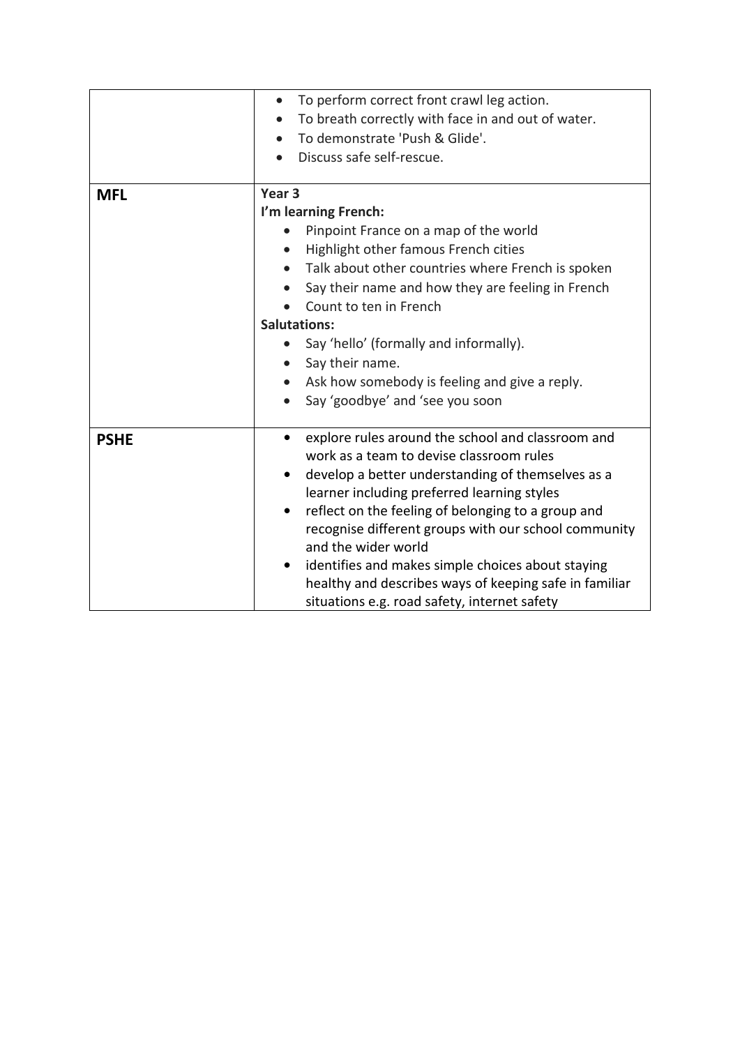| | |
|---|---|
| | • To perform correct front crawl leg action.<br>• To breath correctly with face in and out of water.<br>• To demonstrate 'Push & Glide'.<br>• Discuss safe self-rescue. |
| **MFL** | **Year 3**<br>**I'm learning French:**<br>• Pinpoint France on a map of the world<br>• Highlight other famous French cities<br>• Talk about other countries where French is spoken<br>• Say their name and how they are feeling in French<br>• Count to ten in French<br>**Salutations:**<br>• Say 'hello' (formally and informally).<br>• Say their name.<br>• Ask how somebody is feeling and give a reply.<br>• Say 'goodbye' and 'see you soon |
| **PSHE** | • explore rules around the school and classroom and work as a team to devise classroom rules<br>• develop a better understanding of themselves as a learner including preferred learning styles<br>• reflect on the feeling of belonging to a group and recognise different groups with our school community and the wider world<br>• identifies and makes simple choices about staying healthy and describes ways of keeping safe in familiar situations e.g. road safety, internet safety |